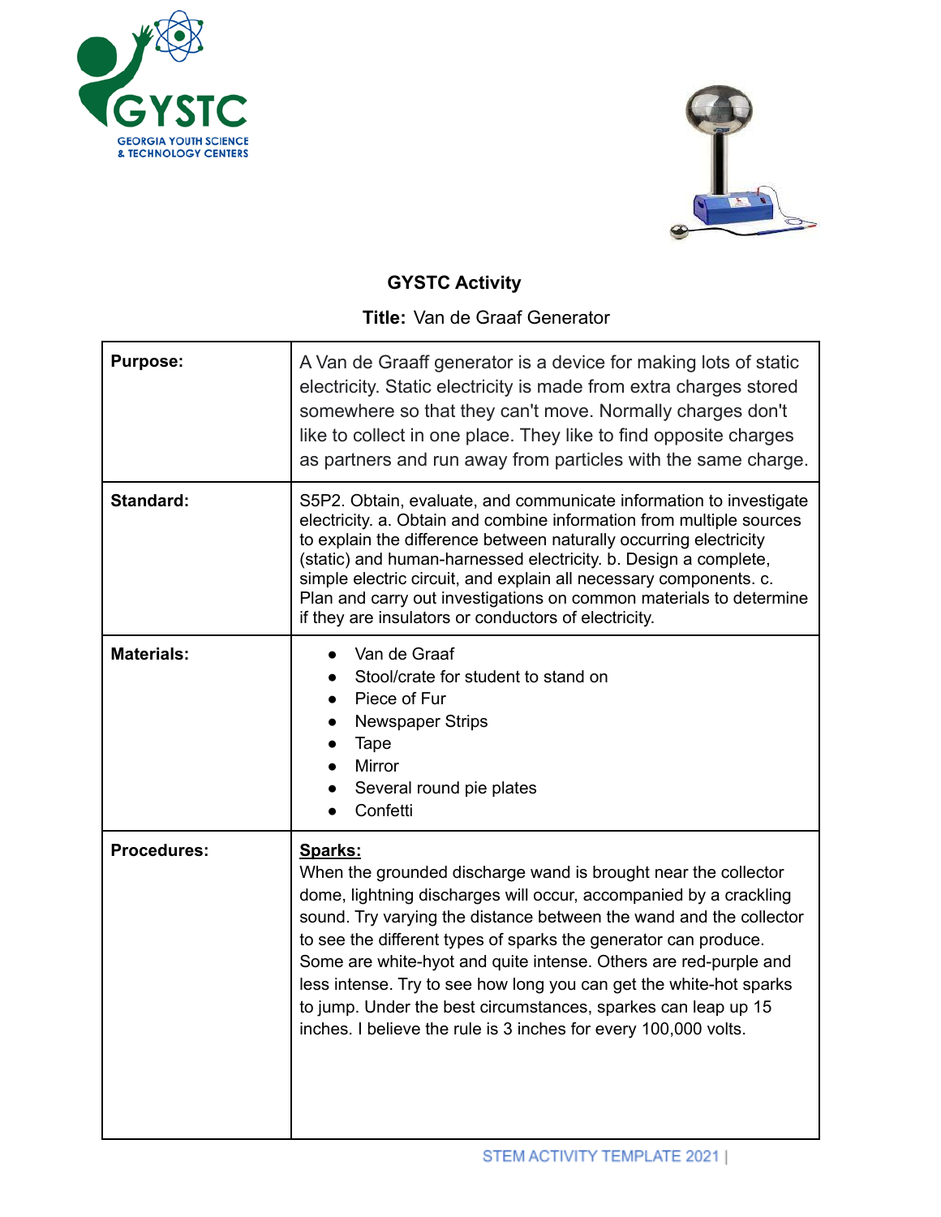**GYSTC Activity**

**Title:** Van de Graaf Generator

| **Purpose:** | A Van de Graaff generator is a device for making lots of static electricity. Static electricity is made from extra charges stored somewhere so that they can't move. Normally charges don't like to collect in one place. They like to find opposite charges as partners and run away from particles with the same charge. |
|---|---|
| **Standard:** | S5P2. Obtain, evaluate, and communicate information to investigate electricity. a. Obtain and combine information from multiple sources to explain the difference between naturally occurring electricity (static) and human-harnessed electricity. b. Design a complete, simple electric circuit, and explain all necessary components. c. Plan and carry out investigations on common materials to determine if they are insulators or conductors of electricity. |
| **Materials:** | • Van de Graaf<br>• Stool/crate for student to stand on<br>• Piece of Fur<br>• Newspaper Strips<br>• Tape<br>• Mirror<br>• Several round pie plates<br>• Confetti |
| **Procedures:** | **<u>Sparks:</u>**<br>When the grounded discharge wand is brought near the collector dome, lightning discharges will occur, accompanied by a crackling sound. Try varying the distance between the wand and the collector to see the different types of sparks the generator can produce. Some are white-hyot and quite intense. Others are red-purple and less intense. Try to see how long you can get the white-hot sparks to jump. Under the best circumstances, sparks can leap up 15 inches. I believe the rule is 3 inches for every 100,000 volts. |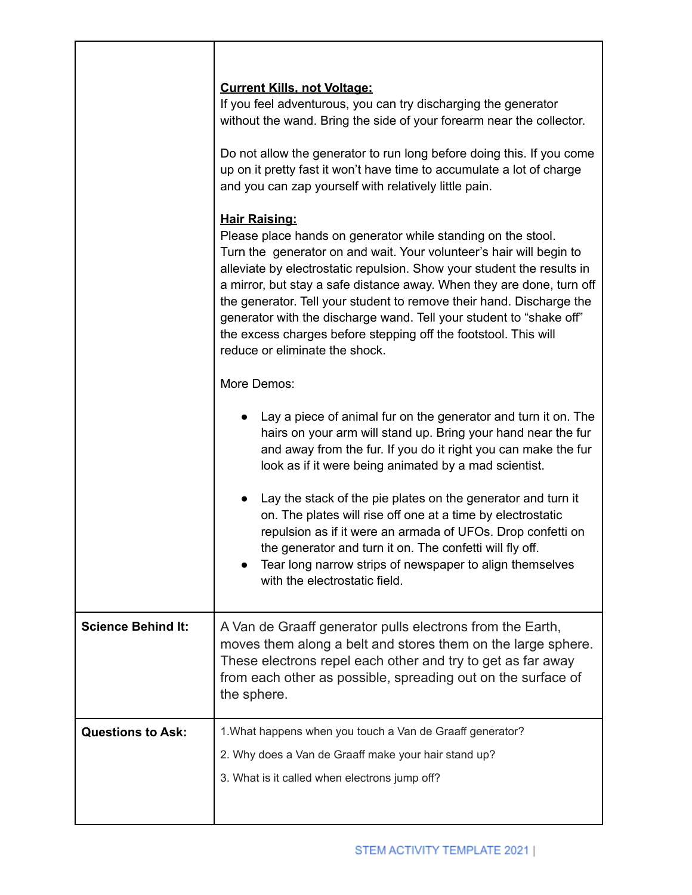| | |
|---|---|
| | **Current Kills, not Voltage:**<br>If you feel adventurous, you can try discharging the generator without the wand. Bring the side of your forearm near the collector.<br><br>Do not allow the generator to run long before doing this. If you come up on it pretty fast it won't have time to accumulate a lot of charge and you can zap yourself with relatively little pain.<br><br>**Hair Raising:**<br>Please place hands on generator while standing on the stool. Turn the generator on and wait. Your volunteer's hair will begin to alleviate by electrostatic repulsion. Show your student the results in a mirror, but stay a safe distance away. When they are done, turn off the generator. Tell your student to remove their hand. Discharge the generator with the discharge wand. Tell your student to "shake off" the excess charges before stepping off the footstool. This will reduce or eliminate the shock.<br><br>More Demos:<br><br>● Lay a piece of animal fur on the generator and turn it on. The hairs on your arm will stand up. Bring your hand near the fur and away from the fur. If you do it right you can make the fur look as if it were being animated by a mad scientist.<br><br>● Lay the stack of the pie plates on the generator and turn it on. The plates will rise off one at a time by electrostatic repulsion as if it were an armada of UFOs. Drop confetti on the generator and turn it on. The confetti will fly off.<br>● Tear long narrow strips of newspaper to align themselves with the electrostatic field. |
| **Science Behind It:** | A Van de Graaff generator pulls electrons from the Earth, moves them along a belt and stores them on the large sphere. These electrons repel each other and try to get as far away from each other as possible, spreading out on the surface of the sphere. |
| **Questions to Ask:** | 1.What happens when you touch a Van de Graaff generator?<br><br>2. Why does a Van de Graaff make your hair stand up?<br><br>3. What is it called when electrons jump off? |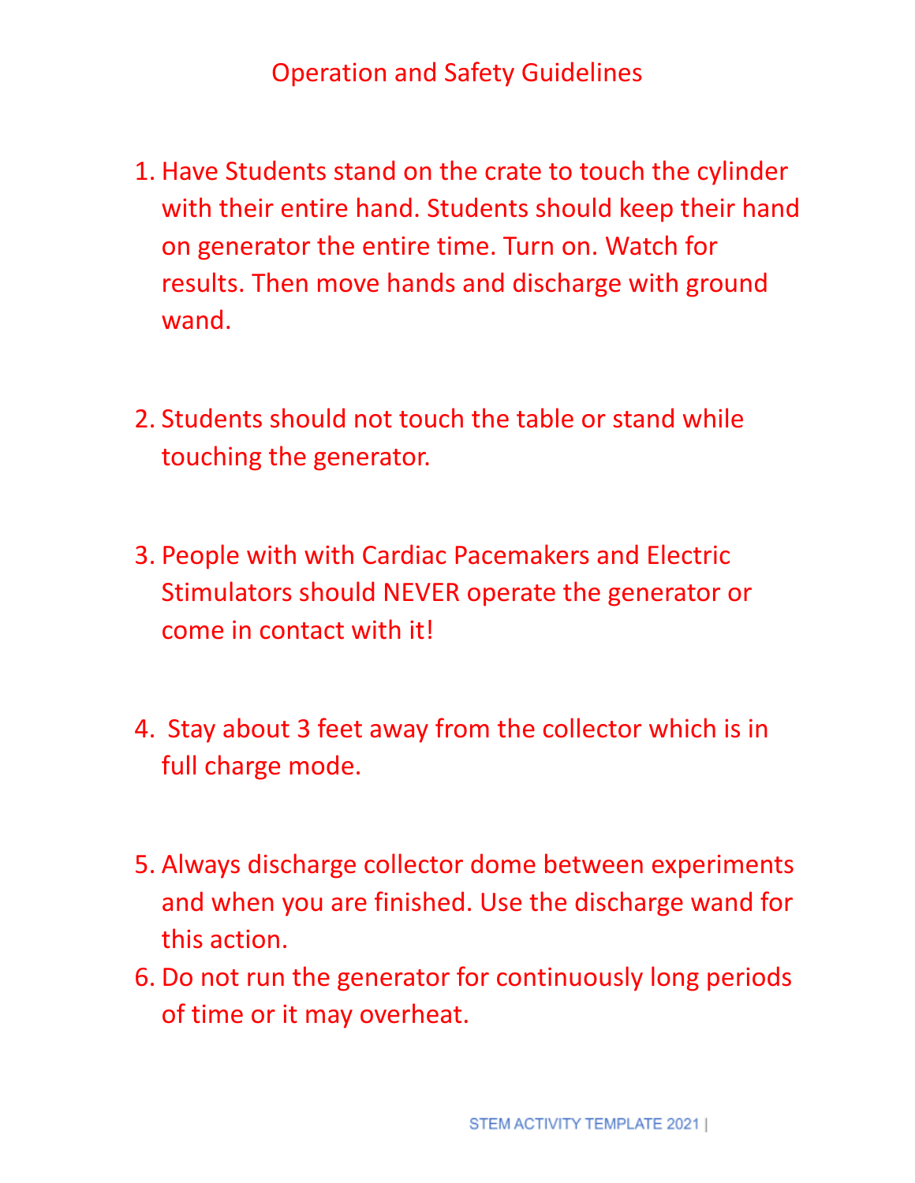# Operation and Safety Guidelines

1. Have Students stand on the crate to touch the cylinder with their entire hand. Students should keep their hand on generator the entire time. Turn on. Watch for results. Then move hands and discharge with ground wand.

2. Students should not touch the table or stand while touching the generator.

3. People with with Cardiac Pacemakers and Electric Stimulators should NEVER operate the generator or come in contact with it!

4. Stay about 3 feet away from the collector which is in full charge mode.

5. Always discharge collector dome between experiments and when you are finished. Use the discharge wand for this action.
6. Do not run the generator for continuously long periods of time or it may overheat.